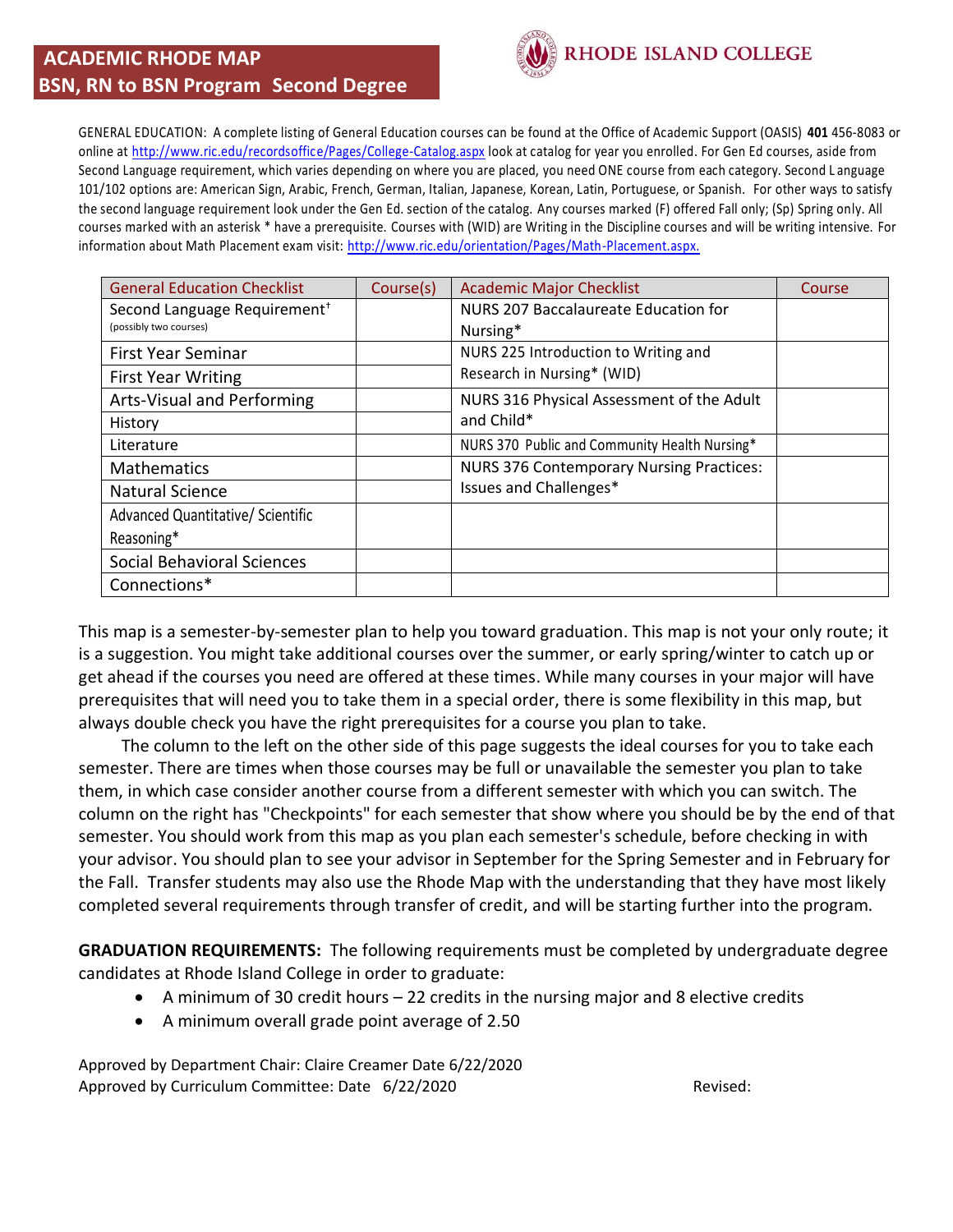# ACADEMIC RHODE MAP
## BSN, RN to BSN Program Second Degree

RHODE ISLAND COLLEGE

GENERAL EDUCATION: A complete listing of General Education courses can be found at the Office of Academic Support (OASIS) **401** 456-8083 or online at http://www.ric.edu/recordsoffice/Pages/College-Catalog.aspx look at catalog for year you enrolled. For Gen Ed courses, aside from Second Language requirement, which varies depending on where you are placed, you need ONE course from each category. Second Language 101/102 options are: American Sign, Arabic, French, German, Italian, Japanese, Korean, Latin, Portuguese, or Spanish. For other ways to satisfy the second language requirement look under the Gen Ed. section of the catalog. Any courses marked (F) offered Fall only; (Sp) Spring only. All courses marked with an asterisk * have a prerequisite. Courses with (WID) are Writing in the Discipline courses and will be writing intensive. For information about Math Placement exam visit: http://www.ric.edu/orientation/Pages/Math-Placement.aspx.

| General Education Checklist | Course(s) | Academic Major Checklist | Course |
|---|---|---|---|
| Second Language Requirement† (possibly two courses) | | NURS 207 Baccalaureate Education for Nursing* | |
| First Year Seminar | | NURS 225 Introduction to Writing and Research in Nursing* (WID) | |
| First Year Writing | | | |
| Arts-Visual and Performing | | NURS 316 Physical Assessment of the Adult and Child* | |
| History | | | |
| Literature | | NURS 370 Public and Community Health Nursing* | |
| Mathematics | | NURS 376 Contemporary Nursing Practices: Issues and Challenges* | |
| Natural Science | | | |
| Advanced Quantitative/ Scientific Reasoning* | | | |
| Social Behavioral Sciences | | | |
| Connections* | | | |

This map is a semester-by-semester plan to help you toward graduation. This map is not your only route; it is a suggestion. You might take additional courses over the summer, or early spring/winter to catch up or get ahead if the courses you need are offered at these times. While many courses in your major will have prerequisites that will need you to take them in a special order, there is some flexibility in this map, but always double check you have the right prerequisites for a course you plan to take.

The column to the left on the other side of this page suggests the ideal courses for you to take each semester. There are times when those courses may be full or unavailable the semester you plan to take them, in which case consider another course from a different semester with which you can switch. The column on the right has "Checkpoints" for each semester that show where you should be by the end of that semester. You should work from this map as you plan each semester's schedule, before checking in with your advisor. You should plan to see your advisor in September for the Spring Semester and in February for the Fall. Transfer students may also use the Rhode Map with the understanding that they have most likely completed several requirements through transfer of credit, and will be starting further into the program.

**GRADUATION REQUIREMENTS:** The following requirements must be completed by undergraduate degree candidates at Rhode Island College in order to graduate:

- A minimum of 30 credit hours – 22 credits in the nursing major and 8 elective credits
- A minimum overall grade point average of 2.50

Approved by Department Chair: Claire Creamer Date 6/22/2020

Approved by Curriculum Committee: Date 6/22/2020

Revised: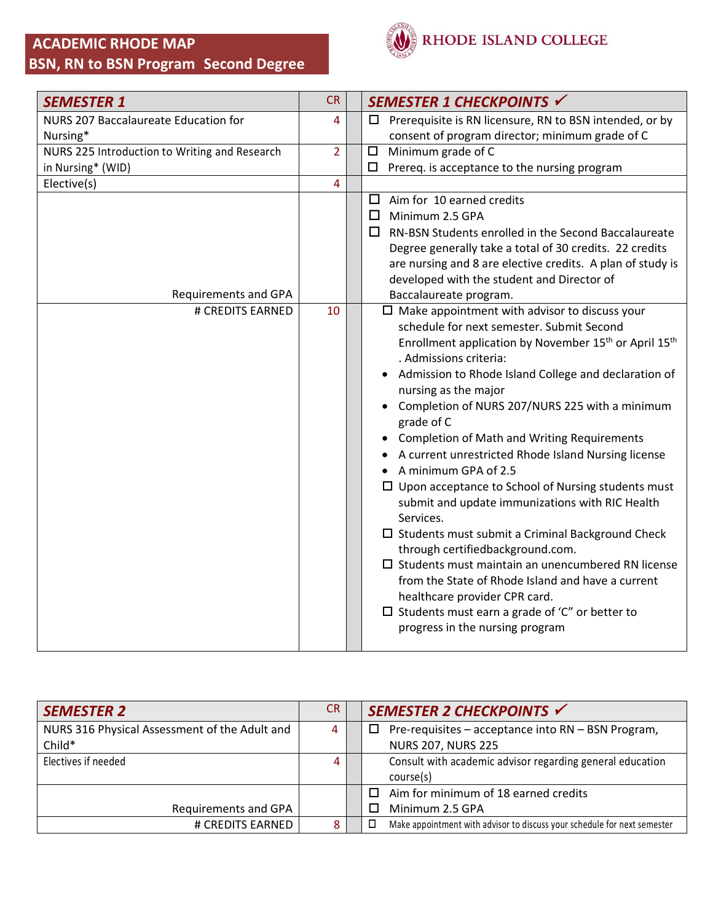# ACADEMIC RHODE MAP
## BSN, RN to BSN Program Second Degree

RHODE ISLAND COLLEGE

| ***SEMESTER 1*** | CR | ***SEMESTER 1 CHECKPOINTS*** ✓ |
|---|---|---|
| NURS 207 Baccalaureate Education for Nursing* | 4 | ☐ Prerequisite is RN licensure, RN to BSN intended, or by consent of program director; minimum grade of C |
| NURS 225 Introduction to Writing and Research in Nursing* (WID) | 2 | ☐ Minimum grade of C<br>☐ Prereq. is acceptance to the nursing program |
| Elective(s) | 4 | |
| Requirements and GPA | | ☐ Aim for 10 earned credits<br>☐ Minimum 2.5 GPA<br>☐ RN-BSN Students enrolled in the Second Baccalaureate Degree generally take a total of 30 credits. 22 credits are nursing and 8 are elective credits. A plan of study is developed with the student and Director of Baccalaureate program. |
| # CREDITS EARNED | 10 | ☐ Make appointment with advisor to discuss your schedule for next semester. Submit Second Enrollment application by November 15th or April 15th. Admissions criteria:<br>• Admission to Rhode Island College and declaration of nursing as the major<br>• Completion of NURS 207/NURS 225 with a minimum grade of C<br>• Completion of Math and Writing Requirements<br>• A current unrestricted Rhode Island Nursing license<br>• A minimum GPA of 2.5<br>☐ Upon acceptance to School of Nursing students must submit and update immunizations with RIC Health Services.<br>☐ Students must submit a Criminal Background Check through certifiedbackground.com.<br>☐ Students must maintain an unencumbered RN license from the State of Rhode Island and have a current healthcare provider CPR card.<br>☐ Students must earn a grade of 'C" or better to progress in the nursing program |

| ***SEMESTER 2*** | CR | ***SEMESTER 2 CHECKPOINTS*** ✓ |
|---|---|---|
| NURS 316 Physical Assessment of the Adult and Child* | 4 | ☐ Pre-requisites – acceptance into RN – BSN Program, NURS 207, NURS 225 |
| Electives if needed | 4 | Consult with academic advisor regarding general education course(s) |
| Requirements and GPA | | ☐ Aim for minimum of 18 earned credits<br>☐ Minimum 2.5 GPA |
| # CREDITS EARNED | 8 | ☐ Make appointment with advisor to discuss your schedule for next semester |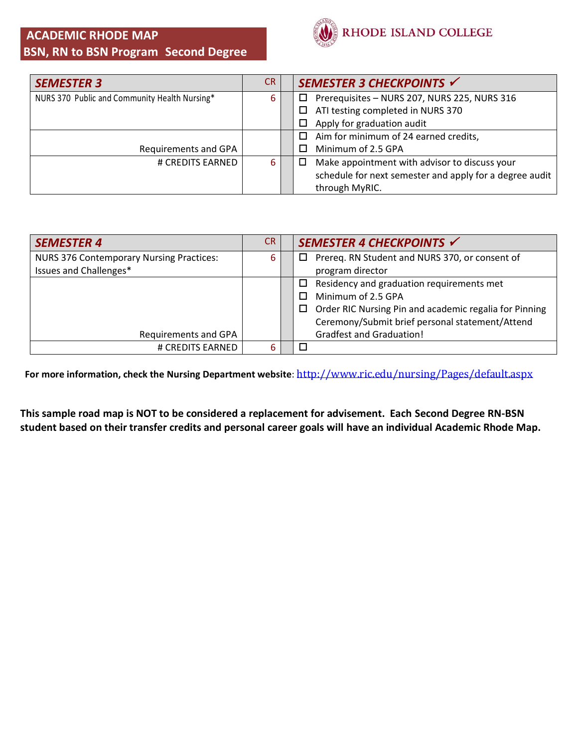## ACADEMIC RHODE MAP
## BSN, RN to BSN Program Second Degree

RHODE ISLAND COLLEGE

| ***SEMESTER 3*** | CR | | ***SEMESTER 3 CHECKPOINTS ✓*** |
|---|---|---|---|
| NURS 370 Public and Community Health Nursing* | 6 | | ☐ Prerequisites – NURS 207, NURS 225, NURS 316<br>☐ ATI testing completed in NURS 370<br>☐ Apply for graduation audit |
| Requirements and GPA | | | ☐ Aim for minimum of 24 earned credits,<br>☐ Minimum of 2.5 GPA |
| # CREDITS EARNED | 6 | | ☐ Make appointment with advisor to discuss your schedule for next semester and apply for a degree audit through MyRIC. |

| ***SEMESTER 4*** | CR | | ***SEMESTER 4 CHECKPOINTS ✓*** |
|---|---|---|---|
| NURS 376 Contemporary Nursing Practices: Issues and Challenges* | 6 | | ☐ Prereq. RN Student and NURS 370, or consent of program director |
| Requirements and GPA | | | ☐ Residency and graduation requirements met<br>☐ Minimum of 2.5 GPA<br>☐ Order RIC Nursing Pin and academic regalia for Pinning Ceremony/Submit brief personal statement/Attend Gradfest and Graduation! |
| # CREDITS EARNED | 6 | | ☐ |

**For more information, check the Nursing Department website**: http://www.ric.edu/nursing/Pages/default.aspx

**This sample road map is NOT to be considered a replacement for advisement. Each Second Degree RN-BSN student based on their transfer credits and personal career goals will have an individual Academic Rhode Map.**